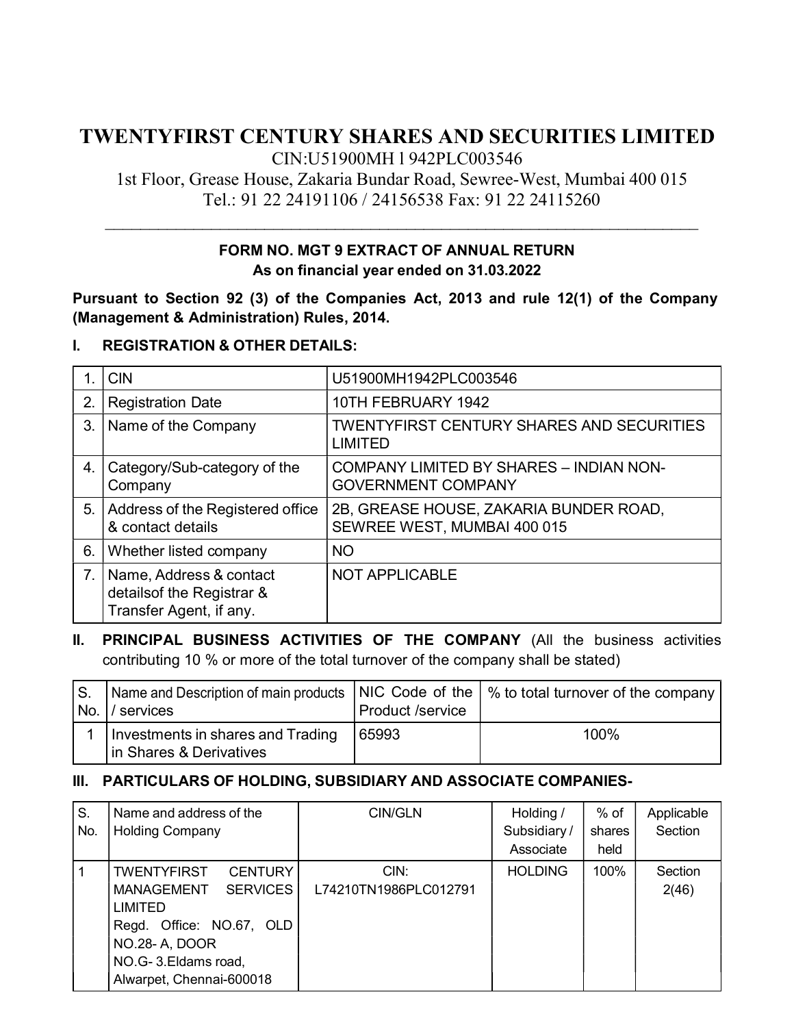# TWENTYFIRST CENTURY SHARES AND SECURITIES LIMITED

CIN:U51900MH l 942PLC003546

1st Floor, Grease House, Zakaria Bundar Road, Sewree-West, Mumbai 400 015

Tel.: 91 22 24191106 / 24156538 Fax: 91 22 24115260

**FORM NO. MGT 9 EXTRACT OF ANNUAL RETURN**
**As on financial year ended on 31.03.2022**

**Pursuant to Section 92 (3) of the Companies Act, 2013 and rule 12(1) of the Company (Management & Administration) Rules, 2014.**

## I. REGISTRATION & OTHER DETAILS:

| | | |
|---|---|---|
| 1. | CIN | U51900MH1942PLC003546 |
| 2. | Registration Date | 10TH FEBRUARY 1942 |
| 3. | Name of the Company | TWENTYFIRST CENTURY SHARES AND SECURITIES LIMITED |
| 4. | Category/Sub-category of the Company | COMPANY LIMITED BY SHARES – INDIAN NON-GOVERNMENT COMPANY |
| 5. | Address of the Registered office & contact details | 2B, GREASE HOUSE, ZAKARIA BUNDER ROAD, SEWREE WEST, MUMBAI 400 015 |
| 6. | Whether listed company | NO |
| 7. | Name, Address & contact detailsof the Registrar & Transfer Agent, if any. | NOT APPLICABLE |

## II. PRINCIPAL BUSINESS ACTIVITIES OF THE COMPANY (All the business activities contributing 10 % or more of the total turnover of the company shall be stated)

| S. No. | Name and Description of main products / services | NIC Code of the Product /service | % to total turnover of the company |
|---|---|---|---|
| 1 | Investments in shares and Trading in Shares & Derivatives | 65993 | 100% |

## III. PARTICULARS OF HOLDING, SUBSIDIARY AND ASSOCIATE COMPANIES-

| S. No. | Name and address of the Holding Company | CIN/GLN | Holding / Subsidiary / Associate | % of shares held | Applicable Section |
|---|---|---|---|---|---|
| 1 | TWENTYFIRST CENTURY MANAGEMENT SERVICES LIMITED Regd. Office: NO.67, OLD NO.28- A, DOOR NO.G- 3.Eldams road, Alwarpet, Chennai-600018 | CIN: L74210TN1986PLC012791 | HOLDING | 100% | Section 2(46) |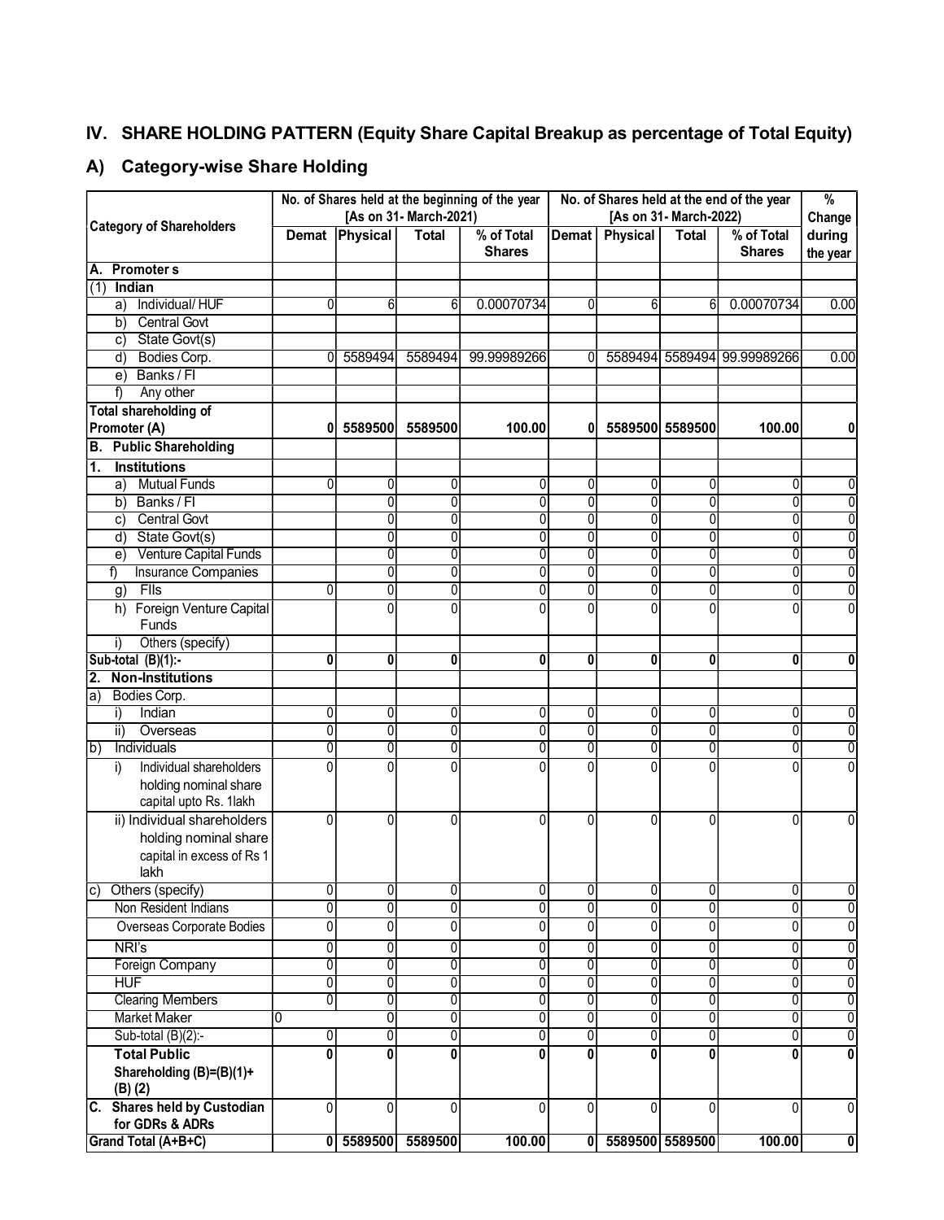## IV. SHARE HOLDING PATTERN (Equity Share Capital Breakup as percentage of Total Equity)

### A) Category-wise Share Holding

| Category of Shareholders | No. of Shares held at the beginning of the year [As on 31- March-2021] | | | | No. of Shares held at the end of the year [As on 31- March-2022] | | | | % Change during the year |
|---|---|---|---|---|---|---|---|---|---|
| | Demat | Physical | Total | % of Total Shares | Demat | Physical | Total | % of Total Shares | |
| **A. Promoter s** | | | | | | | | | |
| (1) **Indian** | | | | | | | | | |
| a) Individual/ HUF | 0 | 6 | 6 | 0.00070734 | 0 | 6 | 6 | 0.00070734 | 0.00 |
| b) Central Govt | | | | | | | | | |
| c) State Govt(s) | | | | | | | | | |
| d) Bodies Corp. | 0 | 5589494 | 5589494 | 99.99989266 | 0 | 5589494 | 5589494 | 99.99989266 | 0.00 |
| e) Banks / FI | | | | | | | | | |
| f) Any other | | | | | | | | | |
| **Total shareholding of Promoter (A)** | **0** | **5589500** | **5589500** | **100.00** | **0** | **5589500** | **5589500** | **100.00** | **0** |
| **B. Public Shareholding** | | | | | | | | | |
| **1. Institutions** | | | | | | | | | |
| a) Mutual Funds | 0 | 0 | 0 | 0 | 0 | 0 | 0 | 0 | 0 |
| b) Banks / FI | | 0 | 0 | 0 | 0 | 0 | 0 | 0 | 0 |
| c) Central Govt | | 0 | 0 | 0 | 0 | 0 | 0 | 0 | 0 |
| d) State Govt(s) | | 0 | 0 | 0 | 0 | 0 | 0 | 0 | 0 |
| e) Venture Capital Funds | | 0 | 0 | 0 | 0 | 0 | 0 | 0 | 0 |
| f) Insurance Companies | | 0 | 0 | 0 | 0 | 0 | 0 | 0 | 0 |
| g) FIIs | 0 | 0 | 0 | 0 | 0 | 0 | 0 | 0 | 0 |
| h) Foreign Venture Capital Funds | | 0 | 0 | 0 | 0 | 0 | 0 | 0 | 0 |
| i) Others (specify) | | | | | | | | | |
| **Sub-total (B)(1):-** | **0** | **0** | **0** | **0** | **0** | **0** | **0** | **0** | **0** |
| **2. Non-Institutions** | | | | | | | | | |
| a) Bodies Corp. | | | | | | | | | |
| i) Indian | 0 | 0 | 0 | 0 | 0 | 0 | 0 | 0 | 0 |
| ii) Overseas | 0 | 0 | 0 | 0 | 0 | 0 | 0 | 0 | 0 |
| b) Individuals | 0 | 0 | 0 | 0 | 0 | 0 | 0 | 0 | 0 |
| i) Individual shareholders holding nominal share capital upto Rs. 1lakh | 0 | 0 | 0 | 0 | 0 | 0 | 0 | 0 | 0 |
| ii) Individual shareholders holding nominal share capital in excess of Rs 1 lakh | 0 | 0 | 0 | 0 | 0 | 0 | 0 | 0 | 0 |
| c) Others (specify) | 0 | 0 | 0 | 0 | 0 | 0 | 0 | 0 | 0 |
| Non Resident Indians | 0 | 0 | 0 | 0 | 0 | 0 | 0 | 0 | 0 |
| Overseas Corporate Bodies | 0 | 0 | 0 | 0 | 0 | 0 | 0 | 0 | 0 |
| NRI's | 0 | 0 | 0 | 0 | 0 | 0 | 0 | 0 | 0 |
| Foreign Company | 0 | 0 | 0 | 0 | 0 | 0 | 0 | 0 | 0 |
| HUF | 0 | 0 | 0 | 0 | 0 | 0 | 0 | 0 | 0 |
| Clearing Members | 0 | 0 | 0 | 0 | 0 | 0 | 0 | 0 | 0 |
| Market Maker | 0 | 0 | 0 | 0 | 0 | 0 | 0 | 0 | 0 |
| Sub-total (B)(2):- | 0 | 0 | 0 | 0 | 0 | 0 | 0 | 0 | 0 |
| **Total Public Shareholding (B)=(B)(1)+ (B) (2)** | **0** | **0** | **0** | **0** | **0** | **0** | **0** | **0** | **0** |
| **C. Shares held by Custodian for GDRs & ADRs** | 0 | 0 | 0 | 0 | 0 | 0 | 0 | 0 | 0 |
| **Grand Total (A+B+C)** | **0** | **5589500** | **5589500** | **100.00** | **0** | **5589500** | **5589500** | **100.00** | **0** |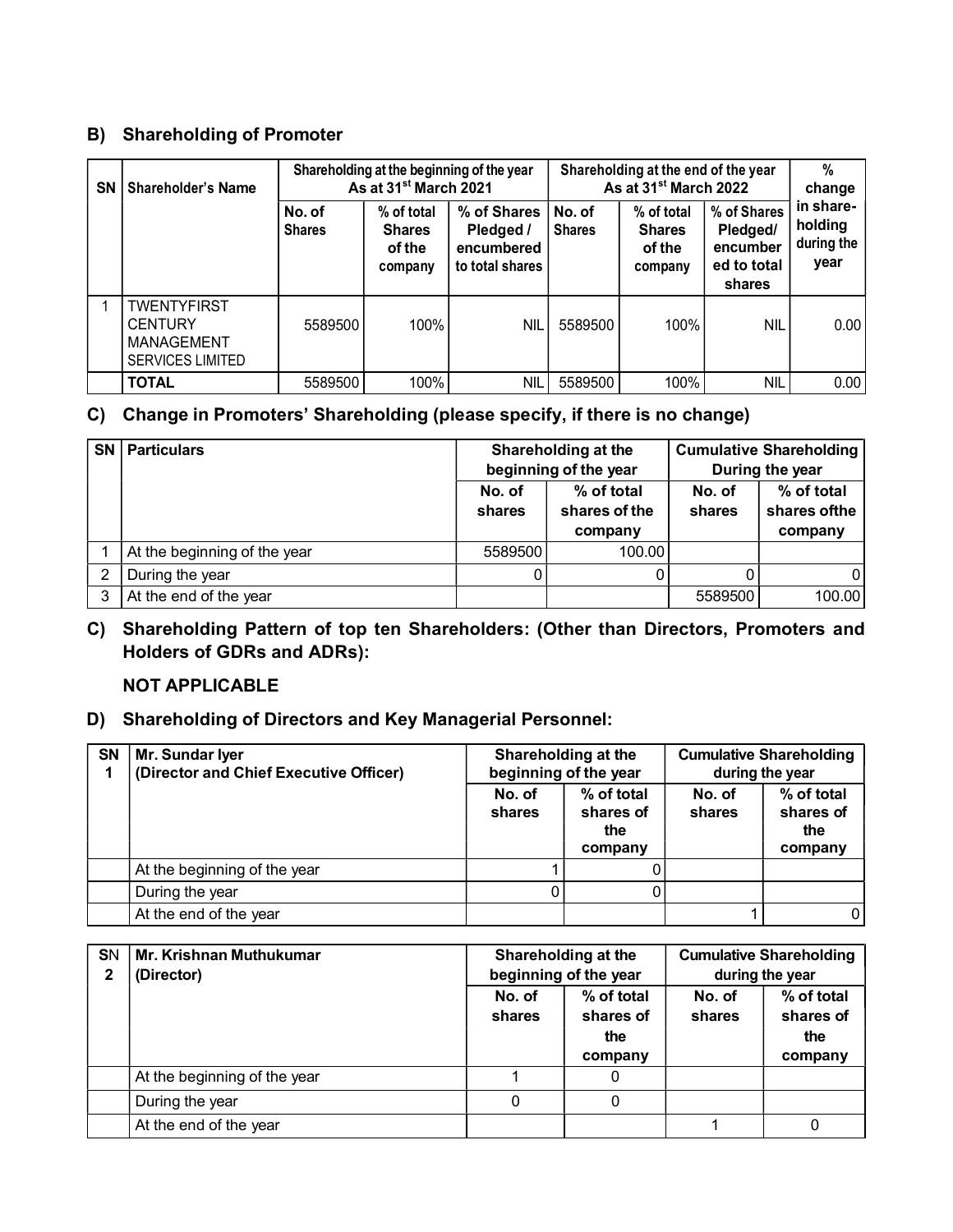## B) Shareholding of Promoter

| SN | Shareholder's Name | Shareholding at the beginning of the year As at 31st March 2021 | | | Shareholding at the end of the year As at 31st March 2022 | | | % change in share-holding during the year |
|---|---|---|---|---|---|---|---|---|
| | | No. of Shares | % of total Shares of the company | % of Shares Pledged / encumbered to total shares | No. of Shares | % of total Shares of the company | % of Shares Pledged/ encumbered to total shares | |
| 1 | TWENTYFIRST CENTURY MANAGEMENT SERVICES LIMITED | 5589500 | 100% | NIL | 5589500 | 100% | NIL | 0.00 |
| | **TOTAL** | 5589500 | 100% | NIL | 5589500 | 100% | NIL | 0.00 |

## C) Change in Promoters' Shareholding (please specify, if there is no change)

| SN | Particulars | Shareholding at the beginning of the year | | Cumulative Shareholding During the year | |
|---|---|---|---|---|---|
| | | No. of shares | % of total shares of the company | No. of shares | % of total shares ofthe company |
| 1 | At the beginning of the year | 5589500 | 100.00 | | |
| 2 | During the year | 0 | 0 | 0 | 0 |
| 3 | At the end of the year | | | 5589500 | 100.00 |

## C) Shareholding Pattern of top ten Shareholders: (Other than Directors, Promoters and Holders of GDRs and ADRs):

**NOT APPLICABLE**

## D) Shareholding of Directors and Key Managerial Personnel:

| SN 1 | Mr. Sundar Iyer (Director and Chief Executive Officer) | Shareholding at the beginning of the year | | Cumulative Shareholding during the year | |
|---|---|---|---|---|---|
| | | No. of shares | % of total shares of the company | No. of shares | % of total shares of the company |
| | At the beginning of the year | 1 | 0 | | |
| | During the year | 0 | 0 | | |
| | At the end of the year | | | 1 | 0 |

| SN 2 | Mr. Krishnan Muthukumar (Director) | Shareholding at the beginning of the year | | Cumulative Shareholding during the year | |
|---|---|---|---|---|---|
| | | No. of shares | % of total shares of the company | No. of shares | % of total shares of the company |
| | At the beginning of the year | 1 | 0 | | |
| | During the year | 0 | 0 | | |
| | At the end of the year | | | 1 | 0 |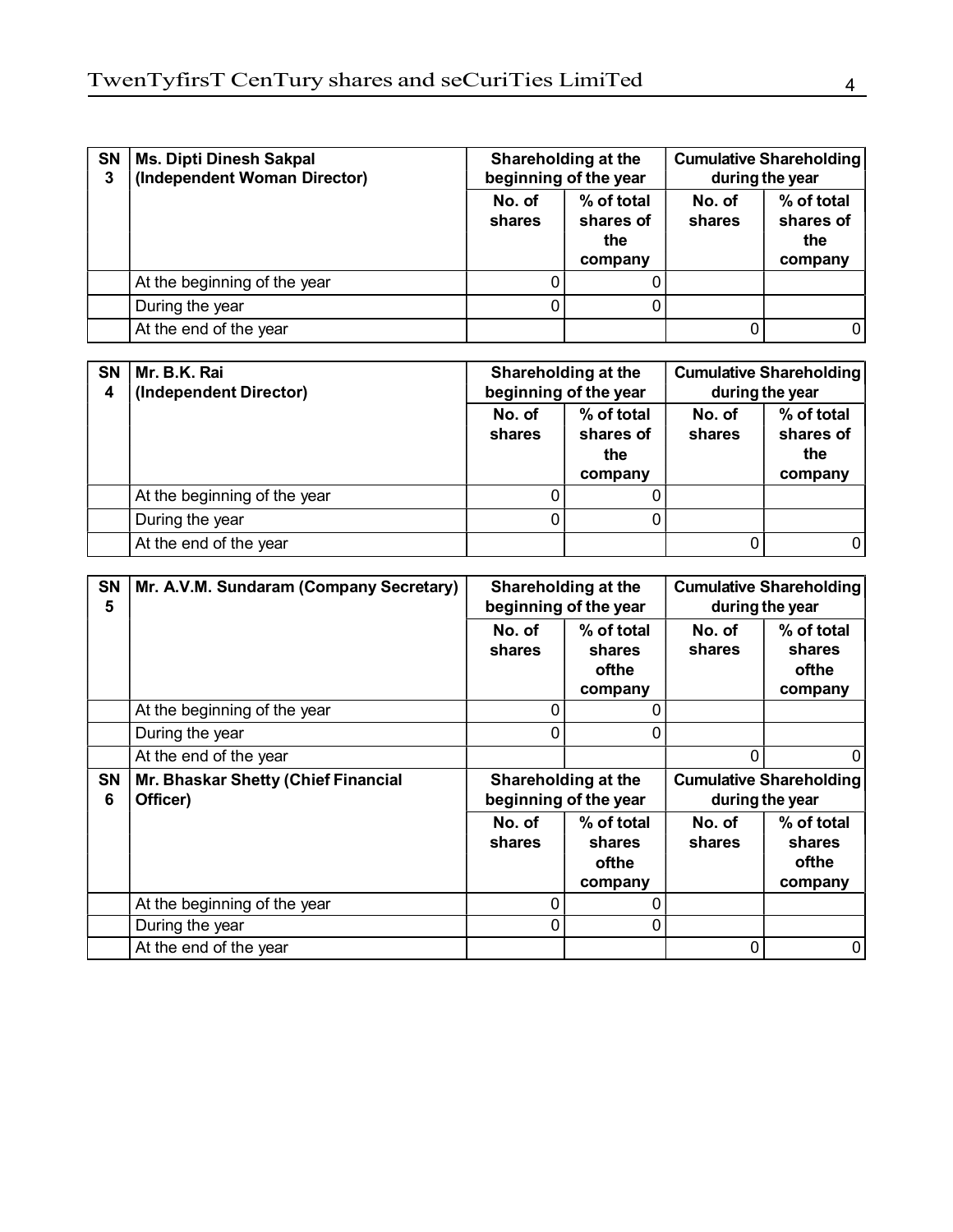| SN 3 | Ms. Dipti Dinesh Sakpal (Independent Woman Director) | Shareholding at the beginning of the year | | Cumulative Shareholding during the year | |
|---|---|---|---|---|---|
| | | No. of shares | % of total shares of the company | No. of shares | % of total shares of the company |
| | At the beginning of the year | 0 | 0 | | |
| | During the year | 0 | 0 | | |
| | At the end of the year | | | 0 | 0 |

| SN 4 | Mr. B.K. Rai (Independent Director) | Shareholding at the beginning of the year | | Cumulative Shareholding during the year | |
|---|---|---|---|---|---|
| | | No. of shares | % of total shares of the company | No. of shares | % of total shares of the company |
| | At the beginning of the year | 0 | 0 | | |
| | During the year | 0 | 0 | | |
| | At the end of the year | | | 0 | 0 |

| SN 5 | Mr. A.V.M. Sundaram (Company Secretary) | Shareholding at the beginning of the year | | Cumulative Shareholding during the year | |
|---|---|---|---|---|---|
| | | No. of shares | % of total shares ofthe company | No. of shares | % of total shares ofthe company |
| | At the beginning of the year | 0 | 0 | | |
| | During the year | 0 | 0 | | |
| | At the end of the year | | | 0 | 0 |
| **SN 6** | **Mr. Bhaskar Shetty (Chief Financial Officer)** | **Shareholding at the beginning of the year** | | **Cumulative Shareholding during the year** | |
| | | **No. of shares** | **% of total shares ofthe company** | **No. of shares** | **% of total shares ofthe company** |
| | At the beginning of the year | 0 | 0 | | |
| | During the year | 0 | 0 | | |
| | At the end of the year | | | 0 | 0 |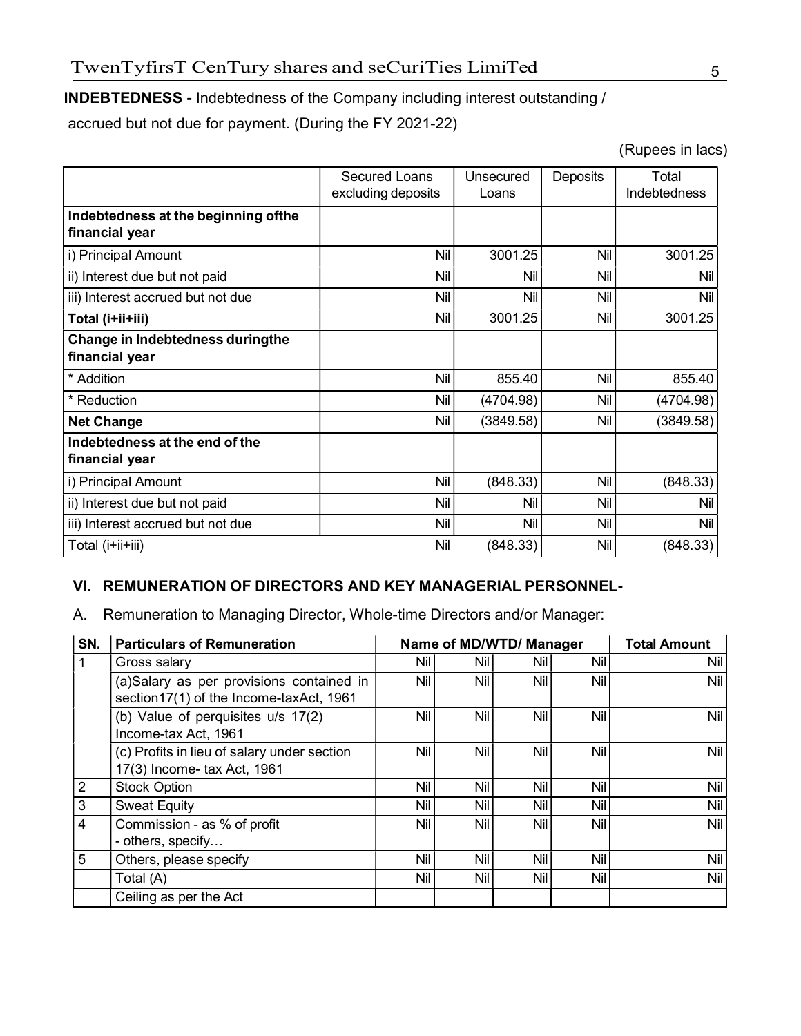**INDEBTEDNESS -** Indebtedness of the Company including interest outstanding / accrued but not due for payment. (During the FY 2021-22)

(Rupees in lacs)

| | Secured Loans excluding deposits | Unsecured Loans | Deposits | Total Indebtedness |
|---|---|---|---|---|
| **Indebtedness at the beginning ofthe financial year** | | | | |
| i) Principal Amount | Nil | 3001.25 | Nil | 3001.25 |
| ii) Interest due but not paid | Nil | Nil | Nil | Nil |
| iii) Interest accrued but not due | Nil | Nil | Nil | Nil |
| **Total (i+ii+iii)** | Nil | 3001.25 | Nil | 3001.25 |
| **Change in Indebtedness duringthe financial year** | | | | |
| * Addition | Nil | 855.40 | Nil | 855.40 |
| * Reduction | Nil | (4704.98) | Nil | (4704.98) |
| **Net Change** | Nil | (3849.58) | Nil | (3849.58) |
| **Indebtedness at the end of the financial year** | | | | |
| i) Principal Amount | Nil | (848.33) | Nil | (848.33) |
| ii) Interest due but not paid | Nil | Nil | Nil | Nil |
| iii) Interest accrued but not due | Nil | Nil | Nil | Nil |
| Total (i+ii+iii) | Nil | (848.33) | Nil | (848.33) |

## VI. REMUNERATION OF DIRECTORS AND KEY MANAGERIAL PERSONNEL-

A. Remuneration to Managing Director, Whole-time Directors and/or Manager:

| SN. | Particulars of Remuneration | Name of MD/WTD/ Manager | | | | Total Amount |
|---|---|---|---|---|---|---|
| 1 | Gross salary | Nil | Nil | Nil | Nil | Nil |
| | (a)Salary as per provisions contained in section17(1) of the Income-taxAct, 1961 | Nil | Nil | Nil | Nil | Nil |
| | (b) Value of perquisites u/s 17(2) Income-tax Act, 1961 | Nil | Nil | Nil | Nil | Nil |
| | (c) Profits in lieu of salary under section 17(3) Income- tax Act, 1961 | Nil | Nil | Nil | Nil | Nil |
| 2 | Stock Option | Nil | Nil | Nil | Nil | Nil |
| 3 | Sweat Equity | Nil | Nil | Nil | Nil | Nil |
| 4 | Commission - as % of profit<br>- others, specify… | Nil | Nil | Nil | Nil | Nil |
| 5 | Others, please specify | Nil | Nil | Nil | Nil | Nil |
| | Total (A) | Nil | Nil | Nil | Nil | Nil |
| | Ceiling as per the Act | | | | | |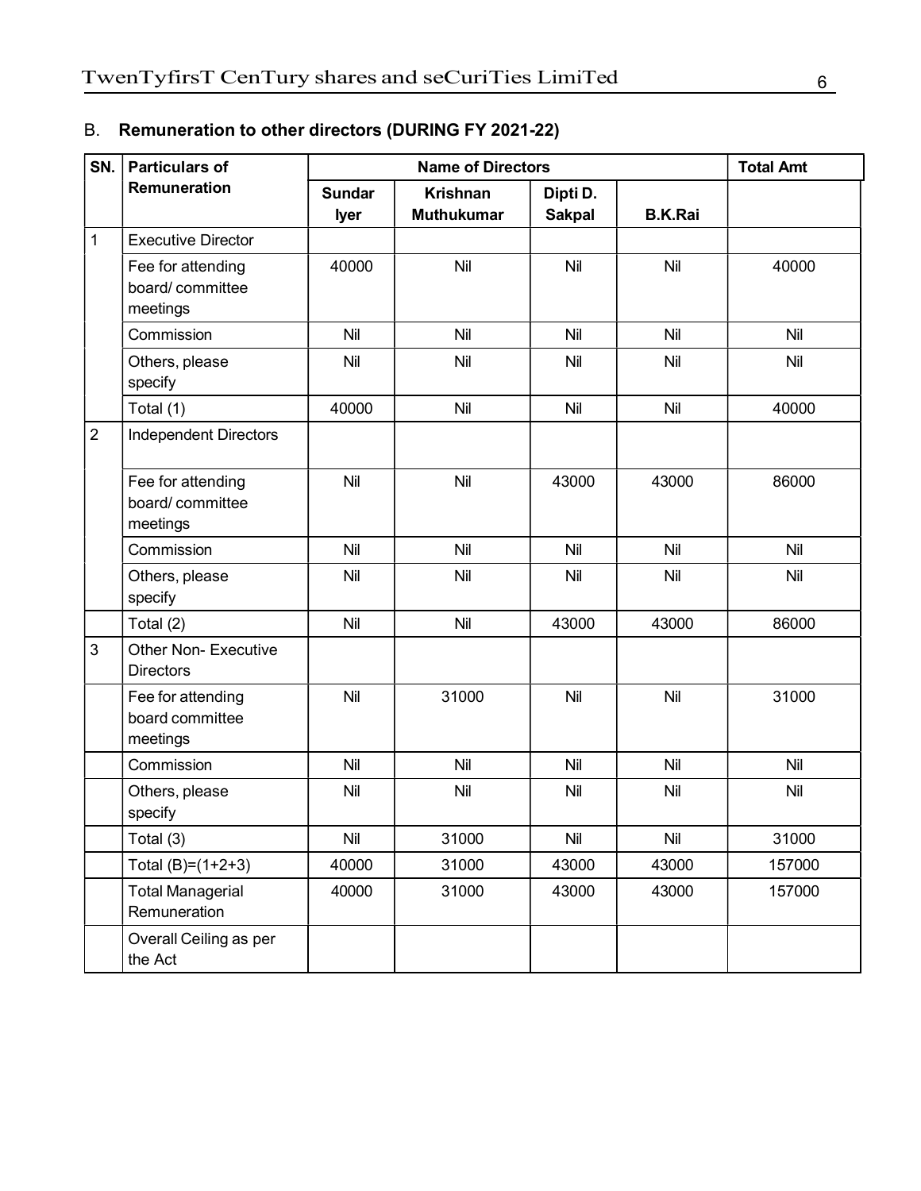B. **Remuneration to other directors (DURING FY 2021-22)**

| SN. | Particulars of Remuneration | Name of Directors | | | | Total Amt |
|---|---|---|---|---|---|---|
| | | Sundar Iyer | Krishnan Muthukumar | Dipti D. Sakpal | B.K.Rai | |
| 1 | Executive Director | | | | | |
| | Fee for attending board/ committee meetings | 40000 | Nil | Nil | Nil | 40000 |
| | Commission | Nil | Nil | Nil | Nil | Nil |
| | Others, please specify | Nil | Nil | Nil | Nil | Nil |
| | Total (1) | 40000 | Nil | Nil | Nil | 40000 |
| 2 | Independent Directors | | | | | |
| | Fee for attending board/ committee meetings | Nil | Nil | 43000 | 43000 | 86000 |
| | Commission | Nil | Nil | Nil | Nil | Nil |
| | Others, please specify | Nil | Nil | Nil | Nil | Nil |
| | Total (2) | Nil | Nil | 43000 | 43000 | 86000 |
| 3 | Other Non- Executive Directors | | | | | |
| | Fee for attending board committee meetings | Nil | 31000 | Nil | Nil | 31000 |
| | Commission | Nil | Nil | Nil | Nil | Nil |
| | Others, please specify | Nil | Nil | Nil | Nil | Nil |
| | Total (3) | Nil | 31000 | Nil | Nil | 31000 |
| | Total (B)=(1+2+3) | 40000 | 31000 | 43000 | 43000 | 157000 |
| | Total Managerial Remuneration | 40000 | 31000 | 43000 | 43000 | 157000 |
| | Overall Ceiling as per the Act | | | | | |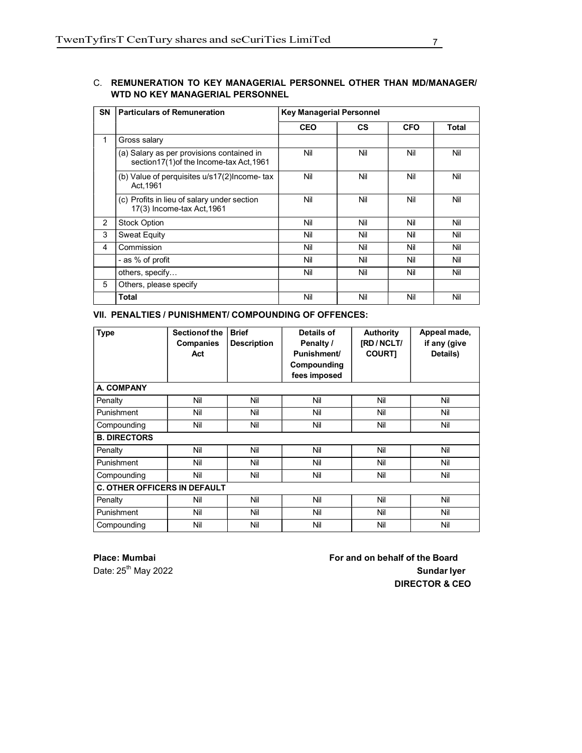C. **REMUNERATION TO KEY MANAGERIAL PERSONNEL OTHER THAN MD/MANAGER/ WTD NO KEY MANAGERIAL PERSONNEL**

| SN | Particulars of Remuneration | Key Managerial Personnel | | | |
|---|---|---|---|---|---|
| | | CEO | CS | CFO | Total |
| 1 | Gross salary | | | | |
| | (a) Salary as per provisions contained in section17(1)of the Income-tax Act,1961 | Nil | Nil | Nil | Nil |
| | (b) Value of perquisites u/s17(2)Income- tax Act,1961 | Nil | Nil | Nil | Nil |
| | (c) Profits in lieu of salary under section 17(3) Income-tax Act,1961 | Nil | Nil | Nil | Nil |
| 2 | Stock Option | Nil | Nil | Nil | Nil |
| 3 | Sweat Equity | Nil | Nil | Nil | Nil |
| 4 | Commission | Nil | Nil | Nil | Nil |
| | - as % of profit | Nil | Nil | Nil | Nil |
| | others, specify… | Nil | Nil | Nil | Nil |
| 5 | Others, please specify | | | | |
| | **Total** | Nil | Nil | Nil | Nil |

**VII. PENALTIES / PUNISHMENT/ COMPOUNDING OF OFFENCES:**

| Type | Sectionof the Companies Act | Brief Description | Details of Penalty / Punishment/ Compounding fees imposed | Authority [RD / NCLT/ COURT] | Appeal made, if any (give Details) |
|---|---|---|---|---|---|
| **A. COMPANY** | | | | | |
| Penalty | Nil | Nil | Nil | Nil | Nil |
| Punishment | Nil | Nil | Nil | Nil | Nil |
| Compounding | Nil | Nil | Nil | Nil | Nil |
| **B. DIRECTORS** | | | | | |
| Penalty | Nil | Nil | Nil | Nil | Nil |
| Punishment | Nil | Nil | Nil | Nil | Nil |
| Compounding | Nil | Nil | Nil | Nil | Nil |
| **C. OTHER OFFICERS IN DEFAULT** | | | | | |
| Penalty | Nil | Nil | Nil | Nil | Nil |
| Punishment | Nil | Nil | Nil | Nil | Nil |
| Compounding | Nil | Nil | Nil | Nil | Nil |

**Place: Mumbai**
Date: 25th May 2022

**For and on behalf of the Board**
**Sundar Iyer**
**DIRECTOR & CEO**